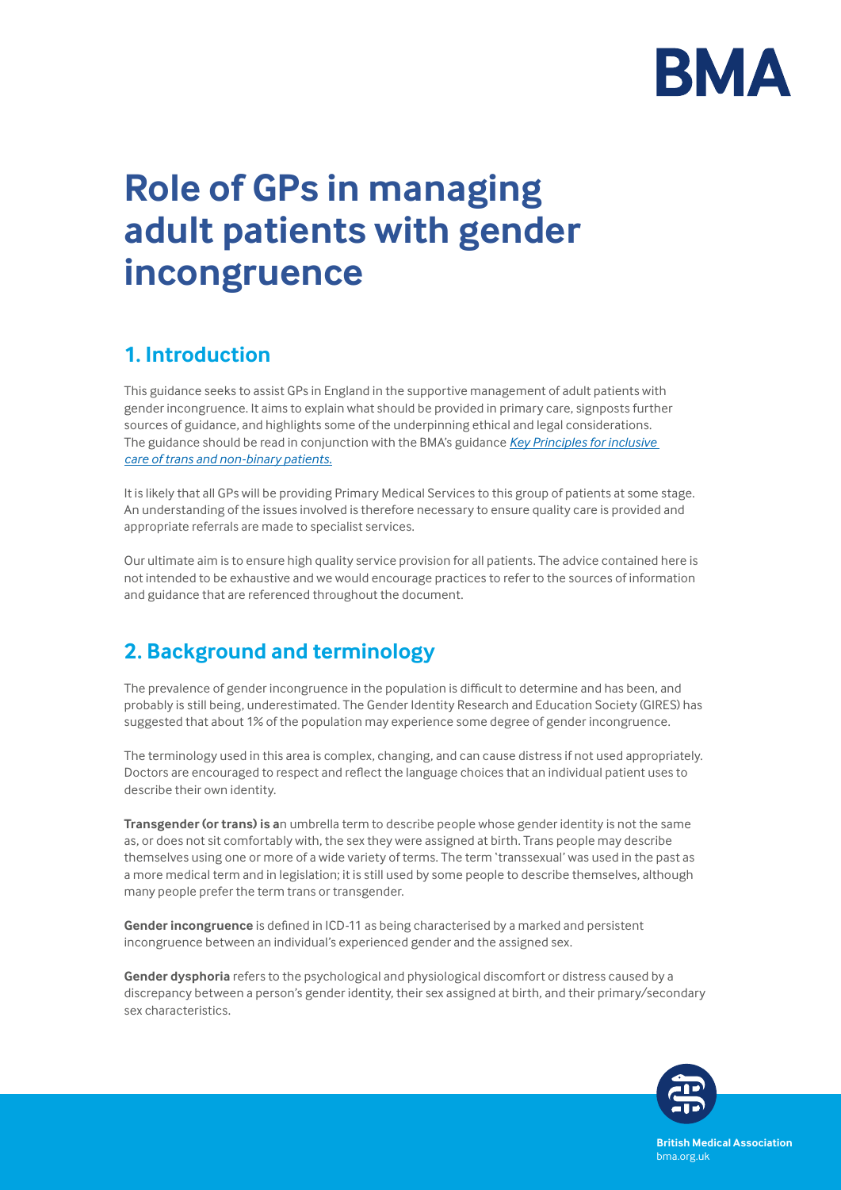# Role of GPs in managing adult patients with gender incongruence

## 1. Introduction

This guidance seeks to assist GPs in England in the supportive management of adult patients with gender incongruence. It aims to explain what should be provided in primary care, signposts further sources of guidance, and highlights some of the underpinning ethical and legal considerations. The guidance should be read in conjunction with the BMA's guidance *Key Principles for inclusive care of trans and non-binary patients.*

It is likely that all GPs will be providing Primary Medical Services to this group of patients at some stage. An understanding of the issues involved is therefore necessary to ensure quality care is provided and appropriate referrals are made to specialist services.

Our ultimate aim is to ensure high quality service provision for all patients. The advice contained here is not intended to be exhaustive and we would encourage practices to refer to the sources of information and guidance that are referenced throughout the document.

## 2. Background and terminology

The prevalence of gender incongruence in the population is difficult to determine and has been, and probably is still being, underestimated. The Gender Identity Research and Education Society (GIRES) has suggested that about 1% of the population may experience some degree of gender incongruence.

The terminology used in this area is complex, changing, and can cause distress if not used appropriately. Doctors are encouraged to respect and reflect the language choices that an individual patient uses to describe their own identity.

**Transgender (or trans) is a**n umbrella term to describe people whose gender identity is not the same as, or does not sit comfortably with, the sex they were assigned at birth. Trans people may describe themselves using one or more of a wide variety of terms. The term 'transsexual' was used in the past as a more medical term and in legislation; it is still used by some people to describe themselves, although many people prefer the term trans or transgender.

**Gender incongruence** is defined in ICD-11 as being characterised by a marked and persistent incongruence between an individual's experienced gender and the assigned sex.

**Gender dysphoria** refers to the psychological and physiological discomfort or distress caused by a discrepancy between a person's gender identity, their sex assigned at birth, and their primary/secondary sex characteristics.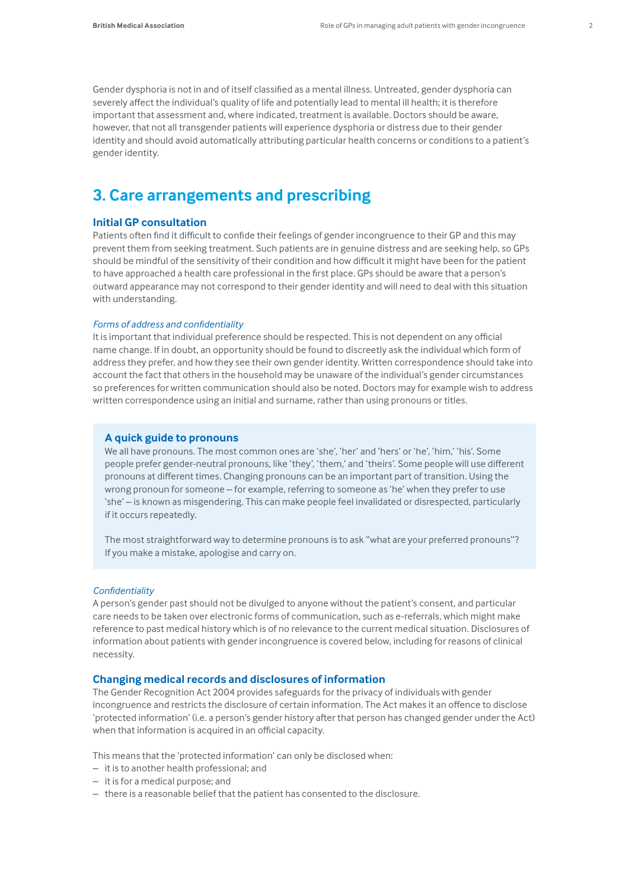Gender dysphoria is not in and of itself classified as a mental illness. Untreated, gender dysphoria can severely affect the individual's quality of life and potentially lead to mental ill health; it is therefore important that assessment and, where indicated, treatment is available. Doctors should be aware, however, that not all transgender patients will experience dysphoria or distress due to their gender identity and should avoid automatically attributing particular health concerns or conditions to a patient's gender identity.

## 3. Care arrangements and prescribing

### Initial GP consultation

Patients often find it difficult to confide their feelings of gender incongruence to their GP and this may prevent them from seeking treatment. Such patients are in genuine distress and are seeking help, so GPs should be mindful of the sensitivity of their condition and how difficult it might have been for the patient to have approached a health care professional in the first place. GPs should be aware that a person's outward appearance may not correspond to their gender identity and will need to deal with this situation with understanding.

*Forms of address and confidentiality*

It is important that individual preference should be respected. This is not dependent on any official name change. If in doubt, an opportunity should be found to discreetly ask the individual which form of address they prefer, and how they see their own gender identity. Written correspondence should take into account the fact that others in the household may be unaware of the individual's gender circumstances so preferences for written communication should also be noted. Doctors may for example wish to address written correspondence using an initial and surname, rather than using pronouns or titles.

> **A quick guide to pronouns**
>
> We all have pronouns. The most common ones are 'she', 'her' and 'hers' or 'he', 'him,' 'his'. Some people prefer gender-neutral pronouns, like 'they', 'them,' and 'theirs'. Some people will use different pronouns at different times. Changing pronouns can be an important part of transition. Using the wrong pronoun for someone – for example, referring to someone as 'he' when they prefer to use 'she' – is known as misgendering. This can make people feel invalidated or disrespected, particularly if it occurs repeatedly.
>
> The most straightforward way to determine pronouns is to ask "what are your preferred pronouns"? If you make a mistake, apologise and carry on.

*Confidentiality*

A person's gender past should not be divulged to anyone without the patient's consent, and particular care needs to be taken over electronic forms of communication, such as e-referrals, which might make reference to past medical history which is of no relevance to the current medical situation. Disclosures of information about patients with gender incongruence is covered below, including for reasons of clinical necessity.

### Changing medical records and disclosures of information

The Gender Recognition Act 2004 provides safeguards for the privacy of individuals with gender incongruence and restricts the disclosure of certain information. The Act makes it an offence to disclose 'protected information' (i.e. a person's gender history after that person has changed gender under the Act) when that information is acquired in an official capacity.

This means that the 'protected information' can only be disclosed when:

- it is to another health professional; and
- it is for a medical purpose; and
- there is a reasonable belief that the patient has consented to the disclosure.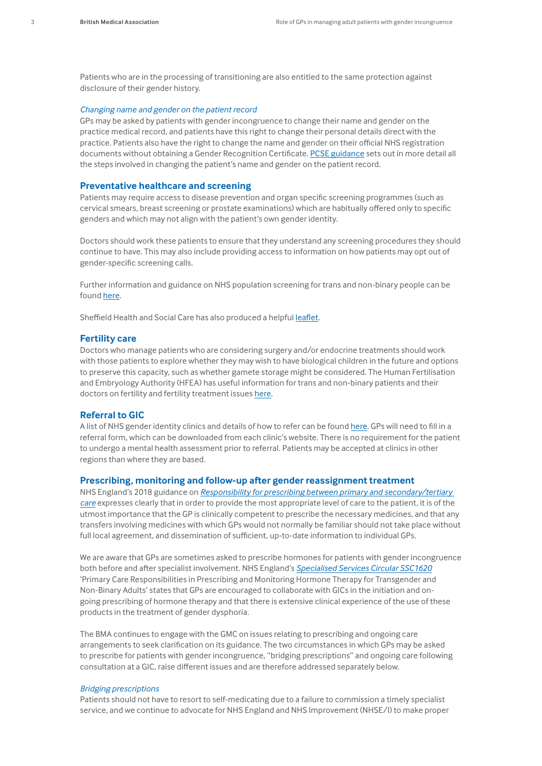Patients who are in the processing of transitioning are also entitled to the same protection against disclosure of their gender history.

### *Changing name and gender on the patient record*

GPs may be asked by patients with gender incongruence to change their name and gender on the practice medical record, and patients have this right to change their personal details direct with the practice. Patients also have the right to change the name and gender on their official NHS registration documents without obtaining a Gender Recognition Certificate. PCSE guidance sets out in more detail all the steps involved in changing the patient's name and gender on the patient record.

## Preventative healthcare and screening

Patients may require access to disease prevention and organ specific screening programmes (such as cervical smears, breast screening or prostate examinations) which are habitually offered only to specific genders and which may not align with the patient's own gender identity.

Doctors should work these patients to ensure that they understand any screening procedures they should continue to have. This may also include providing access to information on how patients may opt out of gender-specific screening calls.

Further information and guidance on NHS population screening for trans and non-binary people can be found here.

Sheffield Health and Social Care has also produced a helpful leaflet.

## Fertility care

Doctors who manage patients who are considering surgery and/or endocrine treatments should work with those patients to explore whether they may wish to have biological children in the future and options to preserve this capacity, such as whether gamete storage might be considered. The Human Fertilisation and Embryology Authority (HFEA) has useful information for trans and non-binary patients and their doctors on fertility and fertility treatment issues here.

## Referral to GIC

A list of NHS gender identity clinics and details of how to refer can be found here. GPs will need to fill in a referral form, which can be downloaded from each clinic's website. There is no requirement for the patient to undergo a mental health assessment prior to referral. Patients may be accepted at clinics in other regions than where they are based.

## Prescribing, monitoring and follow-up after gender reassignment treatment

NHS England's 2018 guidance on *Responsibility for prescribing between primary and secondary/tertiary care* expresses clearly that in order to provide the most appropriate level of care to the patient, it is of the utmost importance that the GP is clinically competent to prescribe the necessary medicines, and that any transfers involving medicines with which GPs would not normally be familiar should not take place without full local agreement, and dissemination of sufficient, up-to-date information to individual GPs.

We are aware that GPs are sometimes asked to prescribe hormones for patients with gender incongruence both before and after specialist involvement. NHS England's *Specialised Services Circular SSC1620* 'Primary Care Responsibilities in Prescribing and Monitoring Hormone Therapy for Transgender and Non-Binary Adults' states that GPs are encouraged to collaborate with GICs in the initiation and on-going prescribing of hormone therapy and that there is extensive clinical experience of the use of these products in the treatment of gender dysphoria.

The BMA continues to engage with the GMC on issues relating to prescribing and ongoing care arrangements to seek clarification on its guidance. The two circumstances in which GPs may be asked to prescribe for patients with gender incongruence, "bridging prescriptions" and ongoing care following consultation at a GIC, raise different issues and are therefore addressed separately below.

### *Bridging prescriptions*

Patients should not have to resort to self-medicating due to a failure to commission a timely specialist service, and we continue to advocate for NHS England and NHS Improvement (NHSE/I) to make proper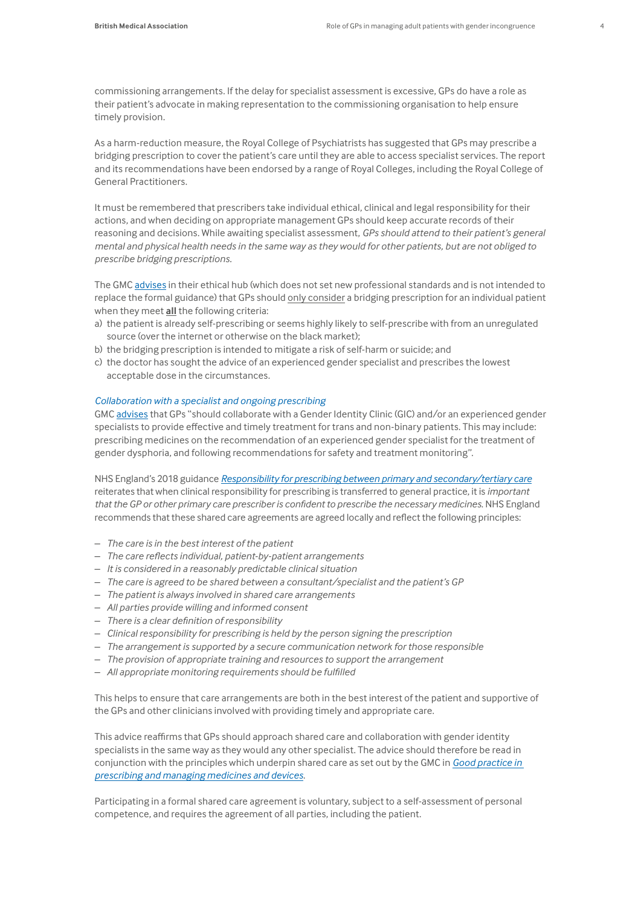commissioning arrangements. If the delay for specialist assessment is excessive, GPs do have a role as their patient's advocate in making representation to the commissioning organisation to help ensure timely provision.

As a harm-reduction measure, the Royal College of Psychiatrists has suggested that GPs may prescribe a bridging prescription to cover the patient's care until they are able to access specialist services. The report and its recommendations have been endorsed by a range of Royal Colleges, including the Royal College of General Practitioners.

It must be remembered that prescribers take individual ethical, clinical and legal responsibility for their actions, and when deciding on appropriate management GPs should keep accurate records of their reasoning and decisions. While awaiting specialist assessment, *GPs should attend to their patient's general mental and physical health needs in the same way as they would for other patients, but are not obliged to prescribe bridging prescriptions.*

The GMC advises in their ethical hub (which does not set new professional standards and is not intended to replace the formal guidance) that GPs should only consider a bridging prescription for an individual patient when they meet **all** the following criteria:

a) the patient is already self-prescribing or seems highly likely to self-prescribe with from an unregulated source (over the internet or otherwise on the black market);
b) the bridging prescription is intended to mitigate a risk of self-harm or suicide; and
c) the doctor has sought the advice of an experienced gender specialist and prescribes the lowest acceptable dose in the circumstances.

### *Collaboration with a specialist and ongoing prescribing*

GMC advises that GPs "should collaborate with a Gender Identity Clinic (GIC) and/or an experienced gender specialists to provide effective and timely treatment for trans and non-binary patients. This may include: prescribing medicines on the recommendation of an experienced gender specialist for the treatment of gender dysphoria, and following recommendations for safety and treatment monitoring".

NHS England's 2018 guidance *Responsibility for prescribing between primary and secondary/tertiary care* reiterates that when clinical responsibility for prescribing is transferred to general practice, it is *important that the GP or other primary care prescriber is confident to prescribe the necessary medicines.* NHS England recommends that these shared care agreements are agreed locally and reflect the following principles:

- *The care is in the best interest of the patient*
- *The care reflects individual, patient-by-patient arrangements*
- *It is considered in a reasonably predictable clinical situation*
- *The care is agreed to be shared between a consultant/specialist and the patient's GP*
- *The patient is always involved in shared care arrangements*
- *All parties provide willing and informed consent*
- *There is a clear definition of responsibility*
- *Clinical responsibility for prescribing is held by the person signing the prescription*
- *The arrangement is supported by a secure communication network for those responsible*
- *The provision of appropriate training and resources to support the arrangement*
- *All appropriate monitoring requirements should be fulfilled*

This helps to ensure that care arrangements are both in the best interest of the patient and supportive of the GPs and other clinicians involved with providing timely and appropriate care.

This advice reaffirms that GPs should approach shared care and collaboration with gender identity specialists in the same way as they would any other specialist. The advice should therefore be read in conjunction with the principles which underpin shared care as set out by the GMC in *Good practice in prescribing and managing medicines and devices*.

Participating in a formal shared care agreement is voluntary, subject to a self-assessment of personal competence, and requires the agreement of all parties, including the patient.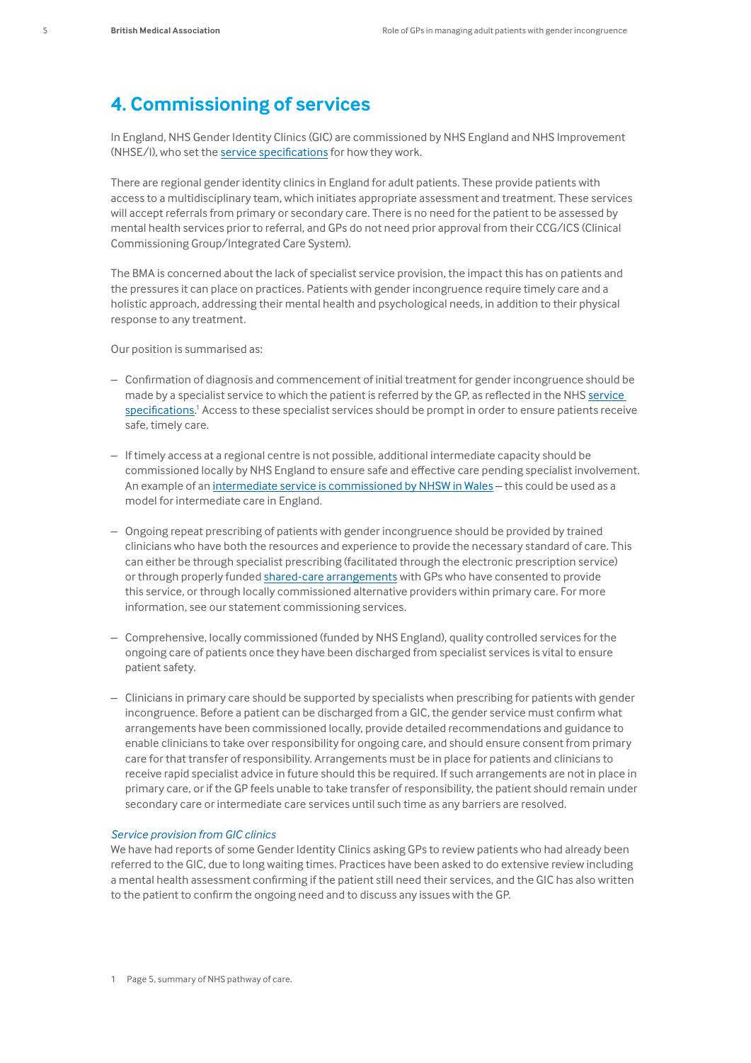## 4. Commissioning of services

In England, NHS Gender Identity Clinics (GIC) are commissioned by NHS England and NHS Improvement (NHSE/I), who set the service specifications for how they work.

There are regional gender identity clinics in England for adult patients. These provide patients with access to a multidisciplinary team, which initiates appropriate assessment and treatment. These services will accept referrals from primary or secondary care. There is no need for the patient to be assessed by mental health services prior to referral, and GPs do not need prior approval from their CCG/ICS (Clinical Commissioning Group/Integrated Care System).

The BMA is concerned about the lack of specialist service provision, the impact this has on patients and the pressures it can place on practices. Patients with gender incongruence require timely care and a holistic approach, addressing their mental health and psychological needs, in addition to their physical response to any treatment.

Our position is summarised as:

- Confirmation of diagnosis and commencement of initial treatment for gender incongruence should be made by a specialist service to which the patient is referred by the GP, as reflected in the NHS service specifications.[1] Access to these specialist services should be prompt in order to ensure patients receive safe, timely care.

- If timely access at a regional centre is not possible, additional intermediate capacity should be commissioned locally by NHS England to ensure safe and effective care pending specialist involvement. An example of an intermediate service is commissioned by NHSW in Wales – this could be used as a model for intermediate care in England.

- Ongoing repeat prescribing of patients with gender incongruence should be provided by trained clinicians who have both the resources and experience to provide the necessary standard of care. This can either be through specialist prescribing (facilitated through the electronic prescription service) or through properly funded shared-care arrangements with GPs who have consented to provide this service, or through locally commissioned alternative providers within primary care. For more information, see our statement commissioning services.

- Comprehensive, locally commissioned (funded by NHS England), quality controlled services for the ongoing care of patients once they have been discharged from specialist services is vital to ensure patient safety.

- Clinicians in primary care should be supported by specialists when prescribing for patients with gender incongruence. Before a patient can be discharged from a GIC, the gender service must confirm what arrangements have been commissioned locally, provide detailed recommendations and guidance to enable clinicians to take over responsibility for ongoing care, and should ensure consent from primary care for that transfer of responsibility. Arrangements must be in place for patients and clinicians to receive rapid specialist advice in future should this be required. If such arrangements are not in place in primary care, or if the GP feels unable to take transfer of responsibility, the patient should remain under secondary care or intermediate care services until such time as any barriers are resolved.

*Service provision from GIC clinics*

We have had reports of some Gender Identity Clinics asking GPs to review patients who had already been referred to the GIC, due to long waiting times. Practices have been asked to do extensive review including a mental health assessment confirming if the patient still need their services, and the GIC has also written to the patient to confirm the ongoing need and to discuss any issues with the GP.

1 Page 5, summary of NHS pathway of care.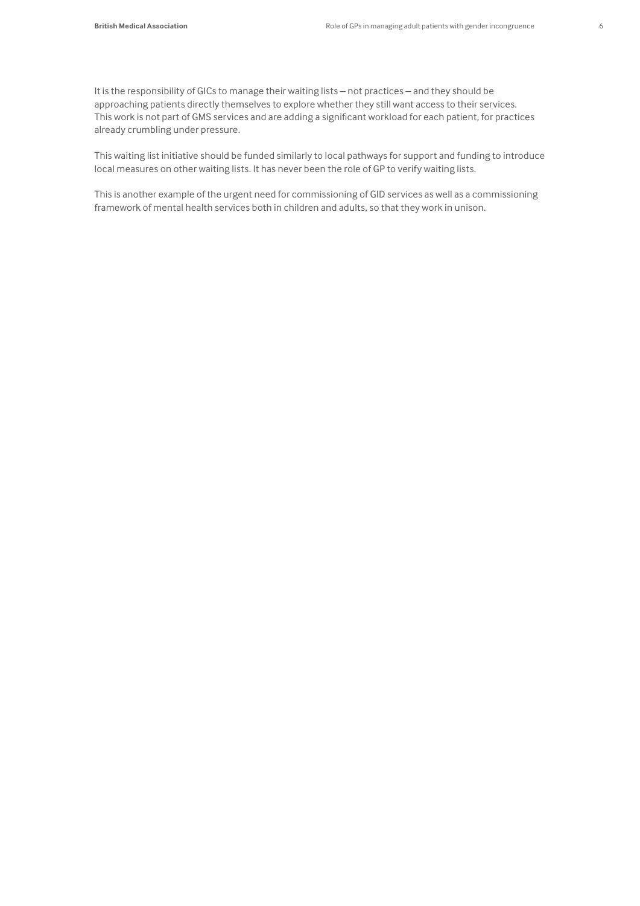It is the responsibility of GICs to manage their waiting lists – not practices – and they should be approaching patients directly themselves to explore whether they still want access to their services. This work is not part of GMS services and are adding a significant workload for each patient, for practices already crumbling under pressure.

This waiting list initiative should be funded similarly to local pathways for support and funding to introduce local measures on other waiting lists. It has never been the role of GP to verify waiting lists.

This is another example of the urgent need for commissioning of GID services as well as a commissioning framework of mental health services both in children and adults, so that they work in unison.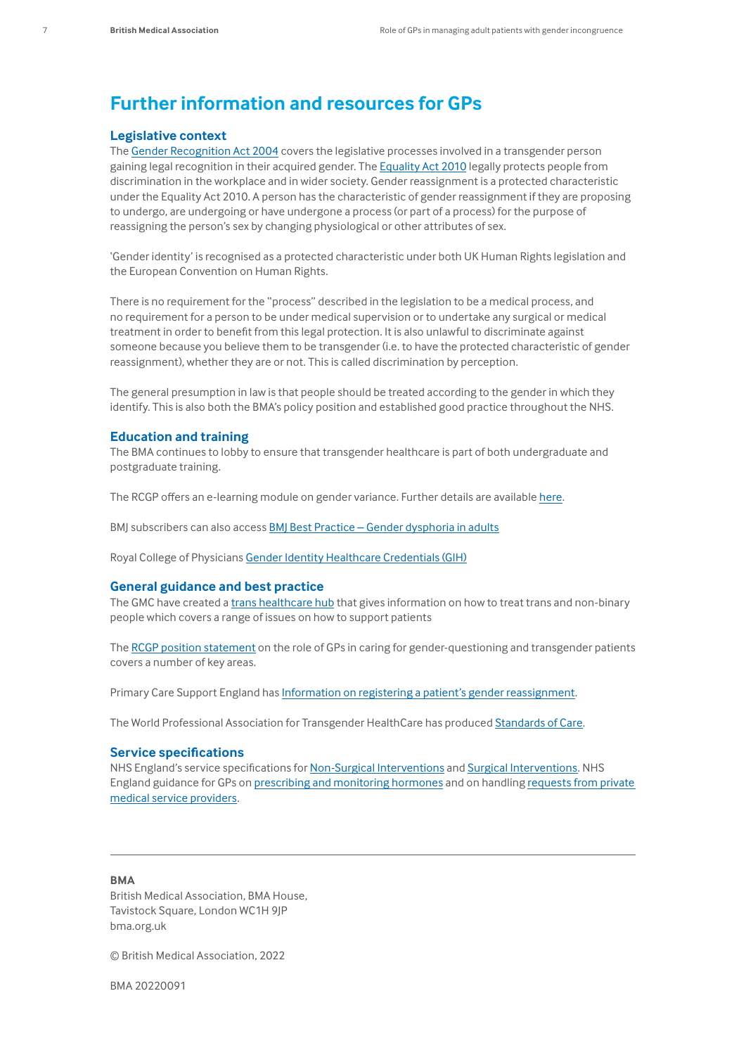# Further information and resources for GPs

## Legislative context

The Gender Recognition Act 2004 covers the legislative processes involved in a transgender person gaining legal recognition in their acquired gender. The Equality Act 2010 legally protects people from discrimination in the workplace and in wider society. Gender reassignment is a protected characteristic under the Equality Act 2010. A person has the characteristic of gender reassignment if they are proposing to undergo, are undergoing or have undergone a process (or part of a process) for the purpose of reassigning the person's sex by changing physiological or other attributes of sex.

'Gender identity' is recognised as a protected characteristic under both UK Human Rights legislation and the European Convention on Human Rights.

There is no requirement for the "process" described in the legislation to be a medical process, and no requirement for a person to be under medical supervision or to undertake any surgical or medical treatment in order to benefit from this legal protection. It is also unlawful to discriminate against someone because you believe them to be transgender (i.e. to have the protected characteristic of gender reassignment), whether they are or not. This is called discrimination by perception.

The general presumption in law is that people should be treated according to the gender in which they identify. This is also both the BMA's policy position and established good practice throughout the NHS.

## Education and training

The BMA continues to lobby to ensure that transgender healthcare is part of both undergraduate and postgraduate training.

The RCGP offers an e-learning module on gender variance. Further details are available here.

BMJ subscribers can also access BMJ Best Practice – Gender dysphoria in adults

Royal College of Physicians Gender Identity Healthcare Credentials (GIH)

## General guidance and best practice

The GMC have created a trans healthcare hub that gives information on how to treat trans and non-binary people which covers a range of issues on how to support patients

The RCGP position statement on the role of GPs in caring for gender-questioning and transgender patients covers a number of key areas.

Primary Care Support England has Information on registering a patient's gender reassignment.

The World Professional Association for Transgender HealthCare has produced Standards of Care.

## Service specifications

NHS England's service specifications for Non-Surgical Interventions and Surgical Interventions. NHS England guidance for GPs on prescribing and monitoring hormones and on handling requests from private medical service providers.

---

**BMA**
British Medical Association, BMA House,
Tavistock Square, London WC1H 9JP
bma.org.uk

© British Medical Association, 2022

BMA 20220091